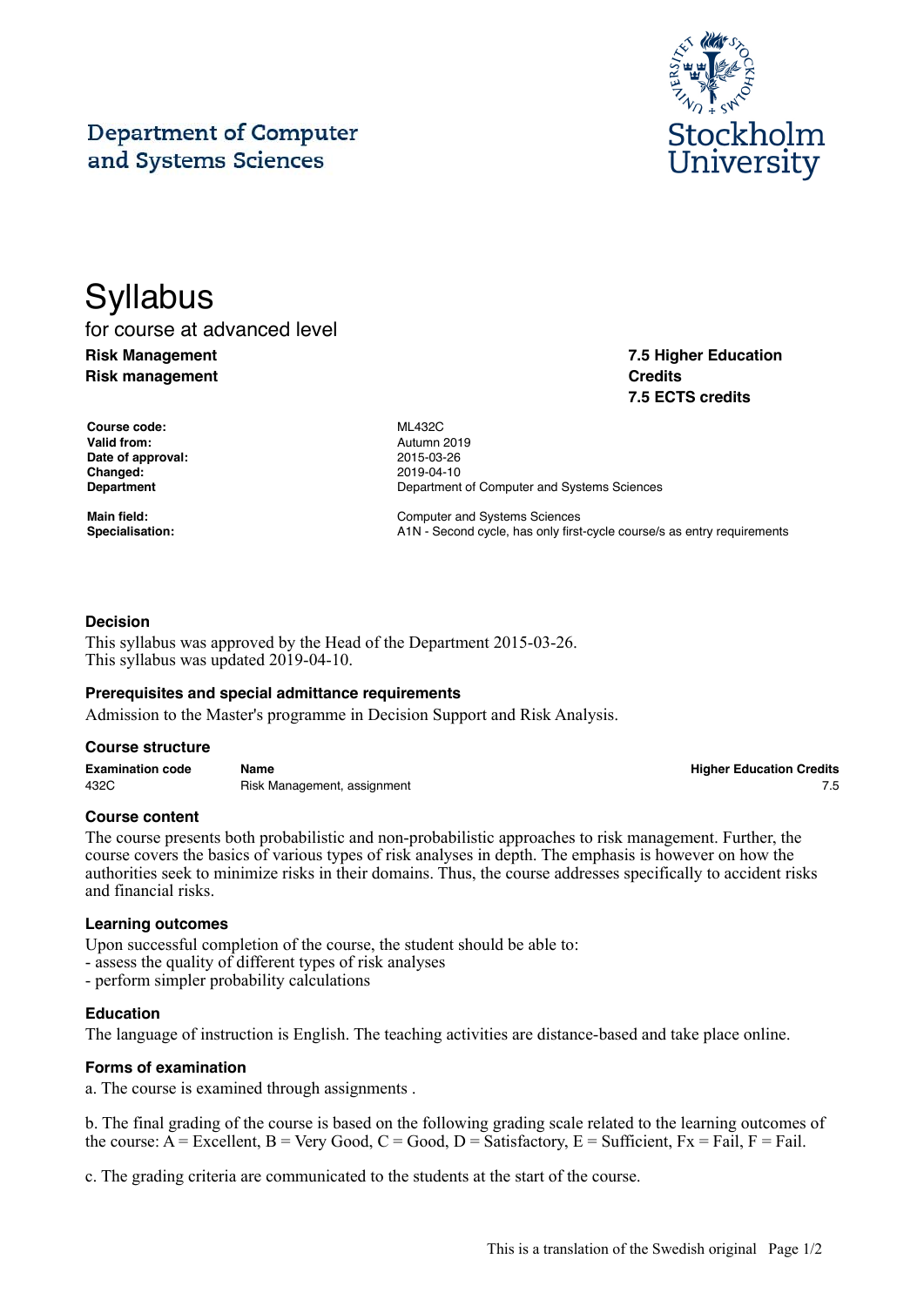Department of Computer and Systems Sciences

Stockholm University

# Syllabus

for course at advanced level

**Risk Management**
**Risk management**

**7.5 Higher Education Credits**
**7.5 ECTS credits**

| | |
|---|---|
| **Course code:** | ML432C |
| **Valid from:** | Autumn 2019 |
| **Date of approval:** | 2015-03-26 |
| **Changed:** | 2019-04-10 |
| **Department** | Department of Computer and Systems Sciences |
| **Main field:** | Computer and Systems Sciences |
| **Specialisation:** | A1N - Second cycle, has only first-cycle course/s as entry requirements |

## Decision

This syllabus was approved by the Head of the Department 2015-03-26.
This syllabus was updated 2019-04-10.

## Prerequisites and special admittance requirements

Admission to the Master's programme in Decision Support and Risk Analysis.

## Course structure

| Examination code | Name | Higher Education Credits |
|---|---|---|
| 432C | Risk Management, assignment | 7.5 |

## Course content

The course presents both probabilistic and non-probabilistic approaches to risk management. Further, the course covers the basics of various types of risk analyses in depth. The emphasis is however on how the authorities seek to minimize risks in their domains. Thus, the course addresses specifically to accident risks and financial risks.

## Learning outcomes

Upon successful completion of the course, the student should be able to:
- assess the quality of different types of risk analyses
- perform simpler probability calculations

## Education

The language of instruction is English. The teaching activities are distance-based and take place online.

## Forms of examination

a. The course is examined through assignments .

b. The final grading of the course is based on the following grading scale related to the learning outcomes of the course: A = Excellent, B = Very Good, C = Good, D = Satisfactory, E = Sufficient, Fx = Fail, F = Fail.

c. The grading criteria are communicated to the students at the start of the course.

This is a translation of the Swedish original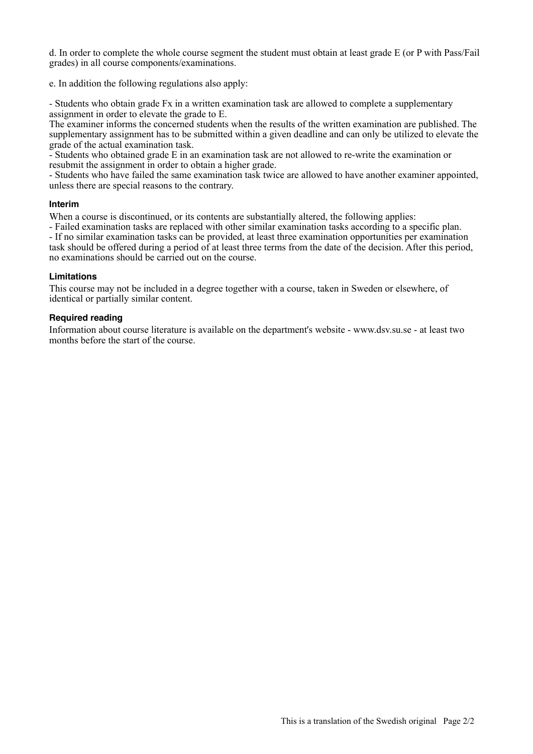d. In order to complete the whole course segment the student must obtain at least grade E (or P with Pass/Fail grades) in all course components/examinations.

e. In addition the following regulations also apply:

- Students who obtain grade Fx in a written examination task are allowed to complete a supplementary assignment in order to elevate the grade to E.
The examiner informs the concerned students when the results of the written examination are published. The supplementary assignment has to be submitted within a given deadline and can only be utilized to elevate the grade of the actual examination task.
- Students who obtained grade E in an examination task are not allowed to re-write the examination or resubmit the assignment in order to obtain a higher grade.
- Students who have failed the same examination task twice are allowed to have another examiner appointed, unless there are special reasons to the contrary.

### Interim

When a course is discontinued, or its contents are substantially altered, the following applies:
- Failed examination tasks are replaced with other similar examination tasks according to a specific plan.
- If no similar examination tasks can be provided, at least three examination opportunities per examination task should be offered during a period of at least three terms from the date of the decision. After this period, no examinations should be carried out on the course.

### Limitations

This course may not be included in a degree together with a course, taken in Sweden or elsewhere, of identical or partially similar content.

### Required reading

Information about course literature is available on the department's website - www.dsv.su.se - at least two months before the start of the course.